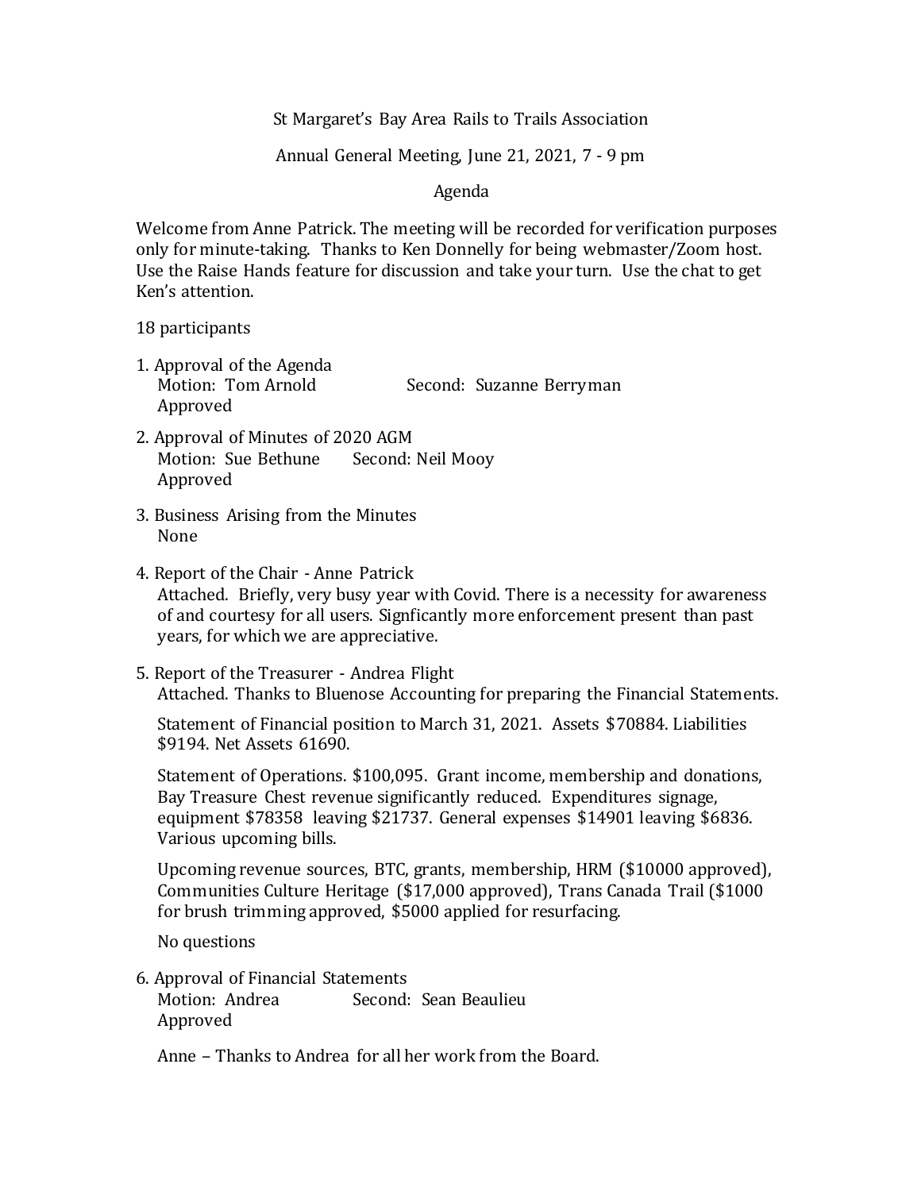St Margaret's Bay Area Rails to Trails Association

Annual General Meeting, June 21, 2021, 7 - 9 pm

Agenda

Welcome from Anne Patrick. The meeting will be recorded for verification purposes only for minute-taking. Thanks to Ken Donnelly for being webmaster/Zoom host. Use the Raise Hands feature for discussion and take your turn. Use the chat to get Ken's attention.

18 participants

1. Approval of the Agenda
   Motion: Tom Arnold Second: Suzanne Berryman
   Approved

2. Approval of Minutes of 2020 AGM
   Motion: Sue Bethune Second: Neil Mooy
   Approved

3. Business Arising from the Minutes
   None

4. Report of the Chair - Anne Patrick
   Attached. Briefly, very busy year with Covid. There is a necessity for awareness of and courtesy for all users. Signficantly more enforcement present than past years, for which we are appreciative.

5. Report of the Treasurer - Andrea Flight
   Attached. Thanks to Bluenose Accounting for preparing the Financial Statements.

   Statement of Financial position to March 31, 2021. Assets $70884. Liabilities $9194. Net Assets 61690.

   Statement of Operations. $100,095. Grant income, membership and donations, Bay Treasure Chest revenue significantly reduced. Expenditures signage, equipment $78358 leaving $21737. General expenses $14901 leaving $6836. Various upcoming bills.

   Upcoming revenue sources, BTC, grants, membership, HRM ($10000 approved), Communities Culture Heritage ($17,000 approved), Trans Canada Trail ($1000 for brush trimming approved, $5000 applied for resurfacing.

   No questions

6. Approval of Financial Statements
   Motion: Andrea Second: Sean Beaulieu
   Approved

   Anne – Thanks to Andrea for all her work from the Board.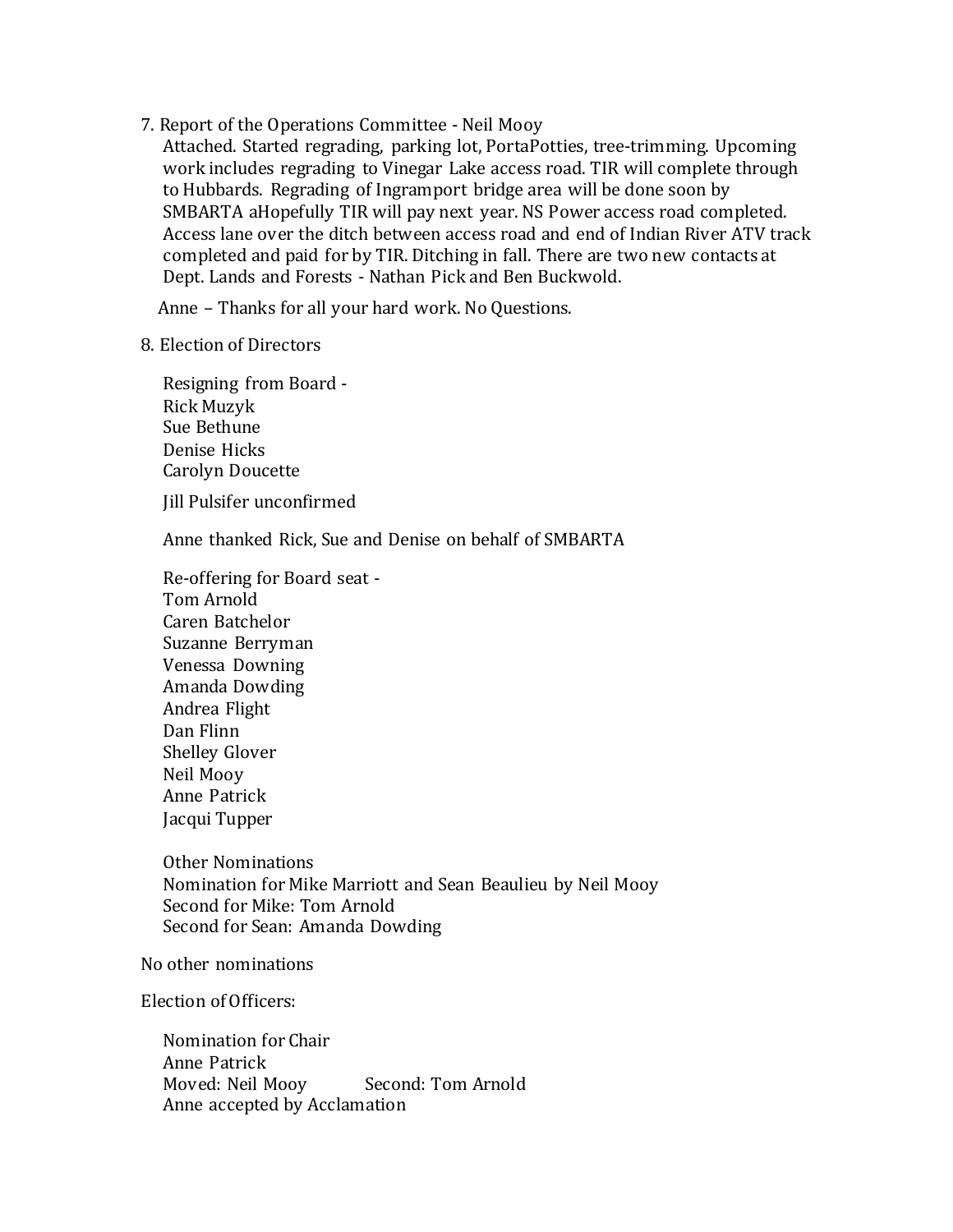7. Report of the Operations Committee - Neil Mooy

   Attached. Started regrading, parking lot, PortaPotties, tree-trimming. Upcoming work includes regrading to Vinegar Lake access road. TIR will complete through to Hubbards. Regrading of Ingramport bridge area will be done soon by SMBARTA aHopefully TIR will pay next year. NS Power access road completed. Access lane over the ditch between access road and end of Indian River ATV track completed and paid for by TIR. Ditching in fall. There are two new contacts at Dept. Lands and Forests - Nathan Pick and Ben Buckwold.

   Anne – Thanks for all your hard work. No Questions.

8. Election of Directors

   Resigning from Board -
   Rick Muzyk
   Sue Bethune
   Denise Hicks
   Carolyn Doucette

   Jill Pulsifer unconfirmed

   Anne thanked Rick, Sue and Denise on behalf of SMBARTA

   Re-offering for Board seat -
   Tom Arnold
   Caren Batchelor
   Suzanne Berryman
   Venessa Downing
   Amanda Dowding
   Andrea Flight
   Dan Flinn
   Shelley Glover
   Neil Mooy
   Anne Patrick
   Jacqui Tupper

   Other Nominations
   Nomination for Mike Marriott and Sean Beaulieu by Neil Mooy
   Second for Mike: Tom Arnold
   Second for Sean: Amanda Dowding

No other nominations

Election of Officers:

   Nomination for Chair
   Anne Patrick
   Moved: Neil Mooy Second: Tom Arnold
   Anne accepted by Acclamation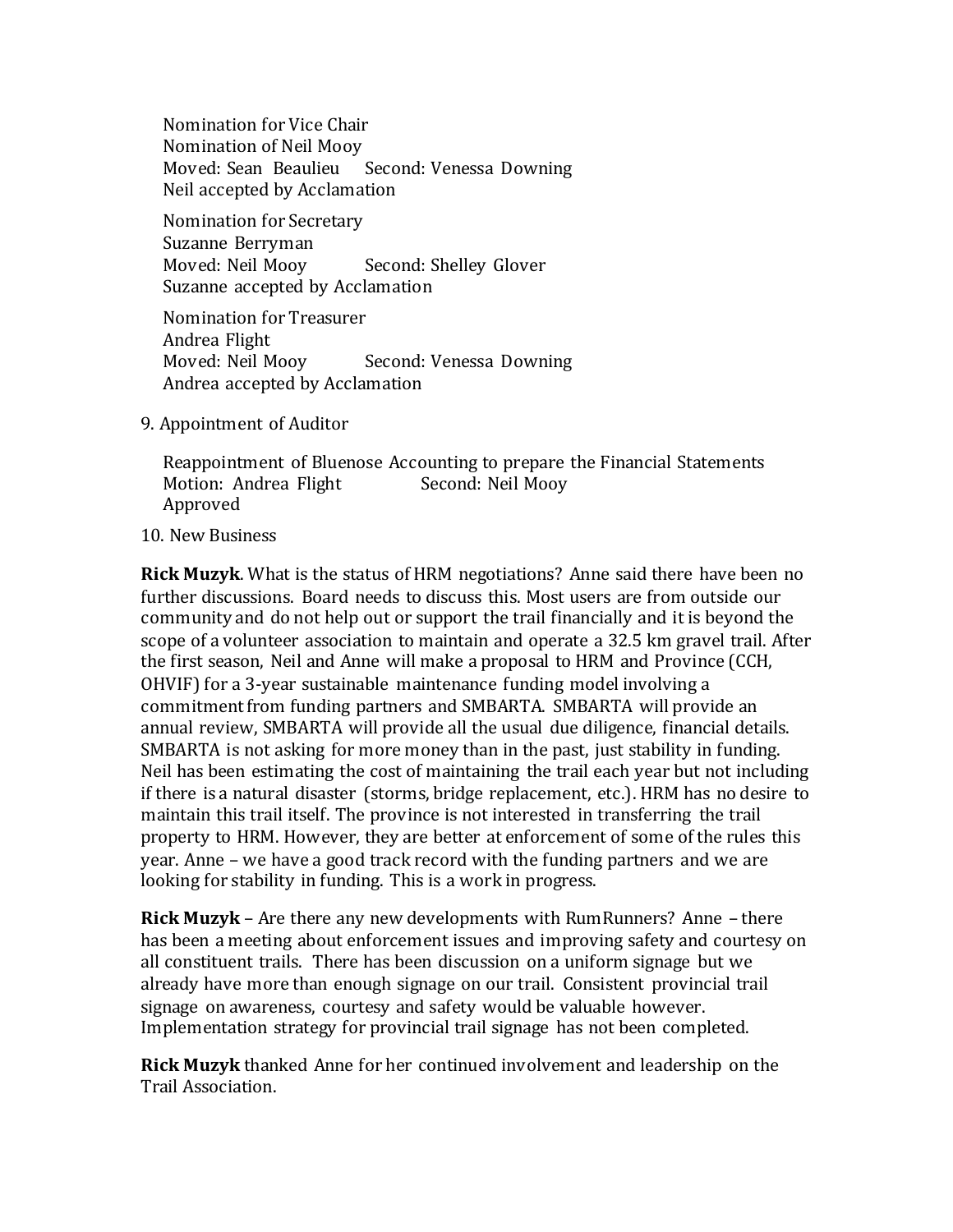Nomination for Vice Chair
Nomination of Neil Mooy
Moved: Sean Beaulieu Second: Venessa Downing
Neil accepted by Acclamation

Nomination for Secretary
Suzanne Berryman
Moved: Neil Mooy Second: Shelley Glover
Suzanne accepted by Acclamation

Nomination for Treasurer
Andrea Flight
Moved: Neil Mooy Second: Venessa Downing
Andrea accepted by Acclamation

9. Appointment of Auditor

Reappointment of Bluenose Accounting to prepare the Financial Statements
Motion: Andrea Flight Second: Neil Mooy
Approved

10. New Business

**Rick Muzyk**. What is the status of HRM negotiations? Anne said there have been no further discussions. Board needs to discuss this. Most users are from outside our community and do not help out or support the trail financially and it is beyond the scope of a volunteer association to maintain and operate a 32.5 km gravel trail. After the first season, Neil and Anne will make a proposal to HRM and Province (CCH, OHVIF) for a 3-year sustainable maintenance funding model involving a commitment from funding partners and SMBARTA. SMBARTA will provide an annual review, SMBARTA will provide all the usual due diligence, financial details. SMBARTA is not asking for more money than in the past, just stability in funding. Neil has been estimating the cost of maintaining the trail each year but not including if there is a natural disaster (storms, bridge replacement, etc.). HRM has no desire to maintain this trail itself. The province is not interested in transferring the trail property to HRM. However, they are better at enforcement of some of the rules this year. Anne – we have a good track record with the funding partners and we are looking for stability in funding. This is a work in progress.

**Rick Muzyk** – Are there any new developments with RumRunners? Anne – there has been a meeting about enforcement issues and improving safety and courtesy on all constituent trails. There has been discussion on a uniform signage but we already have more than enough signage on our trail. Consistent provincial trail signage on awareness, courtesy and safety would be valuable however. Implementation strategy for provincial trail signage has not been completed.

**Rick Muzyk** thanked Anne for her continued involvement and leadership on the Trail Association.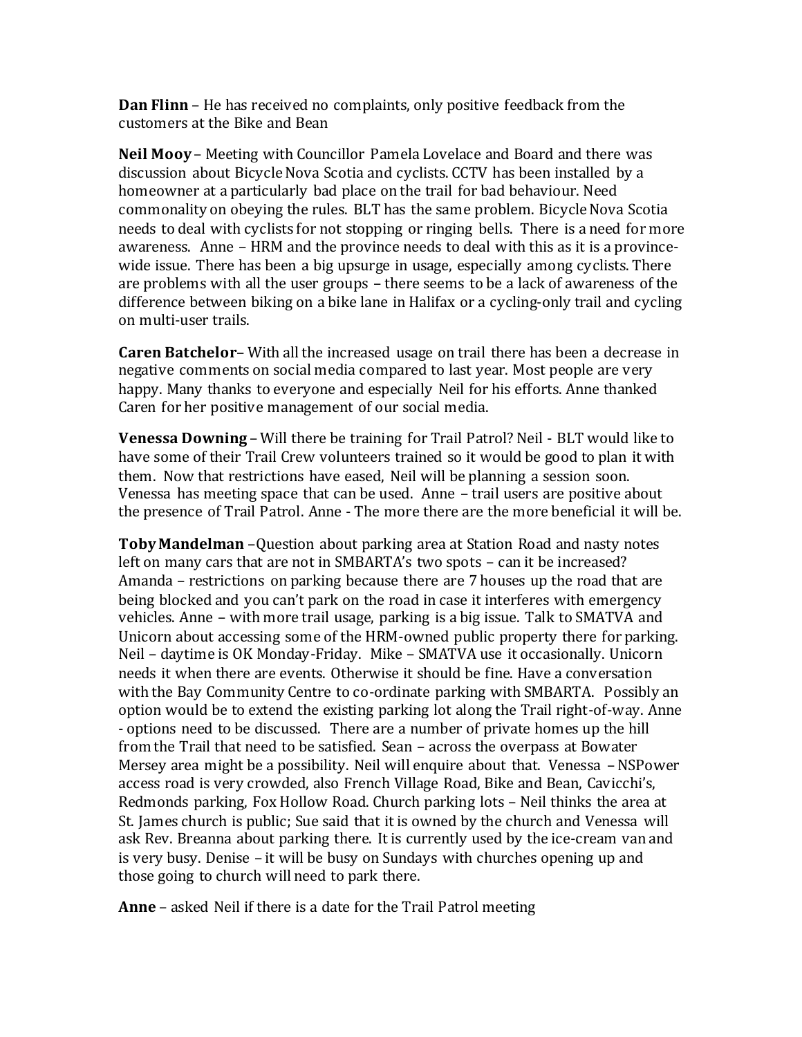**Dan Flinn** – He has received no complaints, only positive feedback from the customers at the Bike and Bean

**Neil Mooy** – Meeting with Councillor Pamela Lovelace and Board and there was discussion about Bicycle Nova Scotia and cyclists. CCTV has been installed by a homeowner at a particularly bad place on the trail for bad behaviour. Need commonality on obeying the rules. BLT has the same problem. Bicycle Nova Scotia needs to deal with cyclists for not stopping or ringing bells. There is a need for more awareness. Anne – HRM and the province needs to deal with this as it is a province-wide issue. There has been a big upsurge in usage, especially among cyclists. There are problems with all the user groups – there seems to be a lack of awareness of the difference between biking on a bike lane in Halifax or a cycling-only trail and cycling on multi-user trails.

**Caren Batchelor**– With all the increased usage on trail there has been a decrease in negative comments on social media compared to last year. Most people are very happy. Many thanks to everyone and especially Neil for his efforts. Anne thanked Caren for her positive management of our social media.

**Venessa Downing** – Will there be training for Trail Patrol? Neil - BLT would like to have some of their Trail Crew volunteers trained so it would be good to plan it with them. Now that restrictions have eased, Neil will be planning a session soon. Venessa has meeting space that can be used. Anne – trail users are positive about the presence of Trail Patrol. Anne - The more there are the more beneficial it will be.

**Toby Mandelman** –Question about parking area at Station Road and nasty notes left on many cars that are not in SMBARTA's two spots – can it be increased? Amanda – restrictions on parking because there are 7 houses up the road that are being blocked and you can't park on the road in case it interferes with emergency vehicles. Anne – with more trail usage, parking is a big issue. Talk to SMATVA and Unicorn about accessing some of the HRM-owned public property there for parking. Neil – daytime is OK Monday-Friday. Mike – SMATVA use it occasionally. Unicorn needs it when there are events. Otherwise it should be fine. Have a conversation with the Bay Community Centre to co-ordinate parking with SMBARTA. Possibly an option would be to extend the existing parking lot along the Trail right-of-way. Anne - options need to be discussed. There are a number of private homes up the hill from the Trail that need to be satisfied. Sean – across the overpass at Bowater Mersey area might be a possibility. Neil will enquire about that. Venessa – NSPower access road is very crowded, also French Village Road, Bike and Bean, Cavicchi's, Redmonds parking, Fox Hollow Road. Church parking lots – Neil thinks the area at St. James church is public; Sue said that it is owned by the church and Venessa will ask Rev. Breanna about parking there. It is currently used by the ice-cream van and is very busy. Denise – it will be busy on Sundays with churches opening up and those going to church will need to park there.

**Anne** – asked Neil if there is a date for the Trail Patrol meeting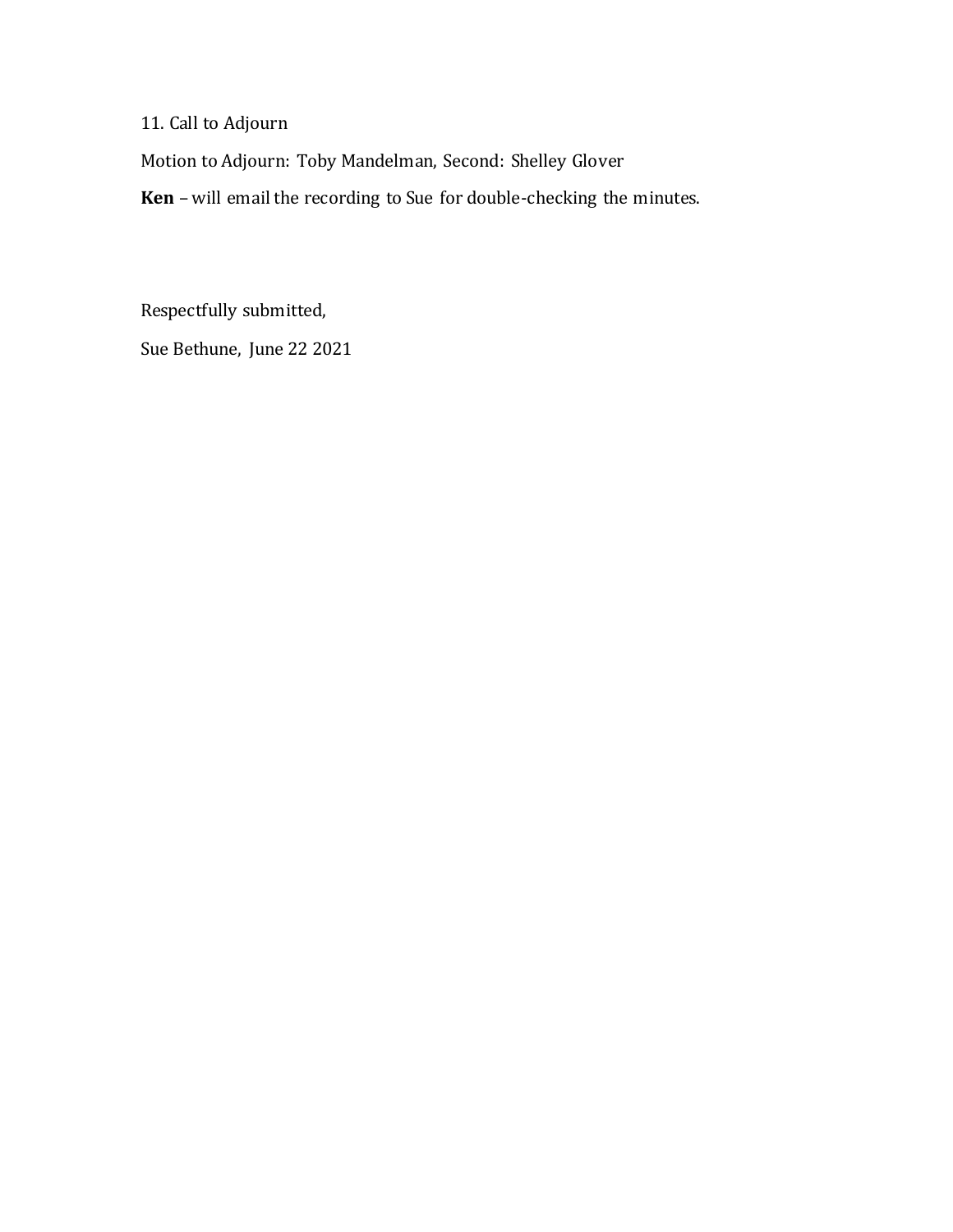11. Call to Adjourn

Motion to Adjourn: Toby Mandelman, Second: Shelley Glover

**Ken** – will email the recording to Sue for double-checking the minutes.

Respectfully submitted,

Sue Bethune, June 22 2021